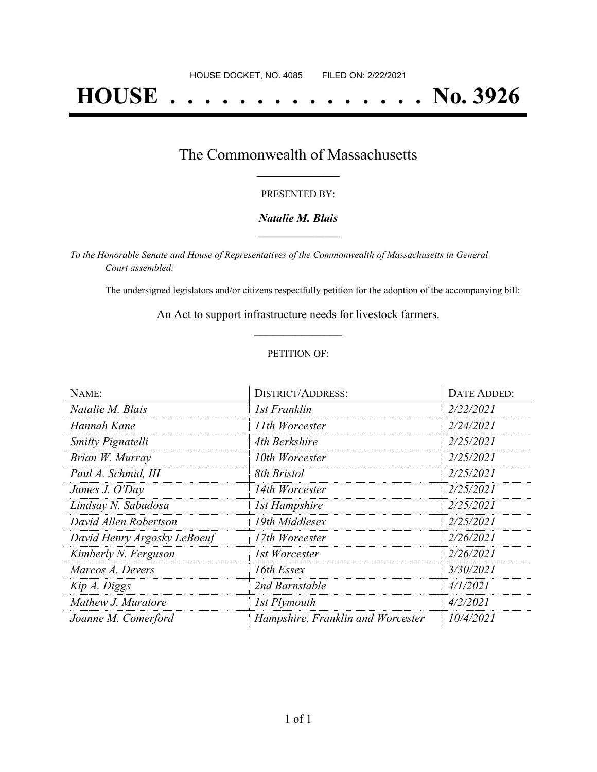HOUSE DOCKET, NO. 4085        FILED ON: 2/22/2021

# HOUSE . . . . . . . . . . . . . . . No. 3926

## The Commonwealth of Massachusetts

PRESENTED BY:

***Natalie M. Blais***

*To the Honorable Senate and House of Representatives of the Commonwealth of Massachusetts in General Court assembled:*

The undersigned legislators and/or citizens respectfully petition for the adoption of the accompanying bill:

An Act to support infrastructure needs for livestock farmers.

PETITION OF:

| NAME: | DISTRICT/ADDRESS: | DATE ADDED: |
|---|---|---|
| *Natalie M. Blais* | *1st Franklin* | *2/22/2021* |
| *Hannah Kane* | *11th Worcester* | *2/24/2021* |
| *Smitty Pignatelli* | *4th Berkshire* | *2/25/2021* |
| *Brian W. Murray* | *10th Worcester* | *2/25/2021* |
| *Paul A. Schmid, III* | *8th Bristol* | *2/25/2021* |
| *James J. O'Day* | *14th Worcester* | *2/25/2021* |
| *Lindsay N. Sabadosa* | *1st Hampshire* | *2/25/2021* |
| *David Allen Robertson* | *19th Middlesex* | *2/25/2021* |
| *David Henry Argosky LeBoeuf* | *17th Worcester* | *2/26/2021* |
| *Kimberly N. Ferguson* | *1st Worcester* | *2/26/2021* |
| *Marcos A. Devers* | *16th Essex* | *3/30/2021* |
| *Kip A. Diggs* | *2nd Barnstable* | *4/1/2021* |
| *Mathew J. Muratore* | *1st Plymouth* | *4/2/2021* |
| *Joanne M. Comerford* | *Hampshire, Franklin and Worcester* | *10/4/2021* |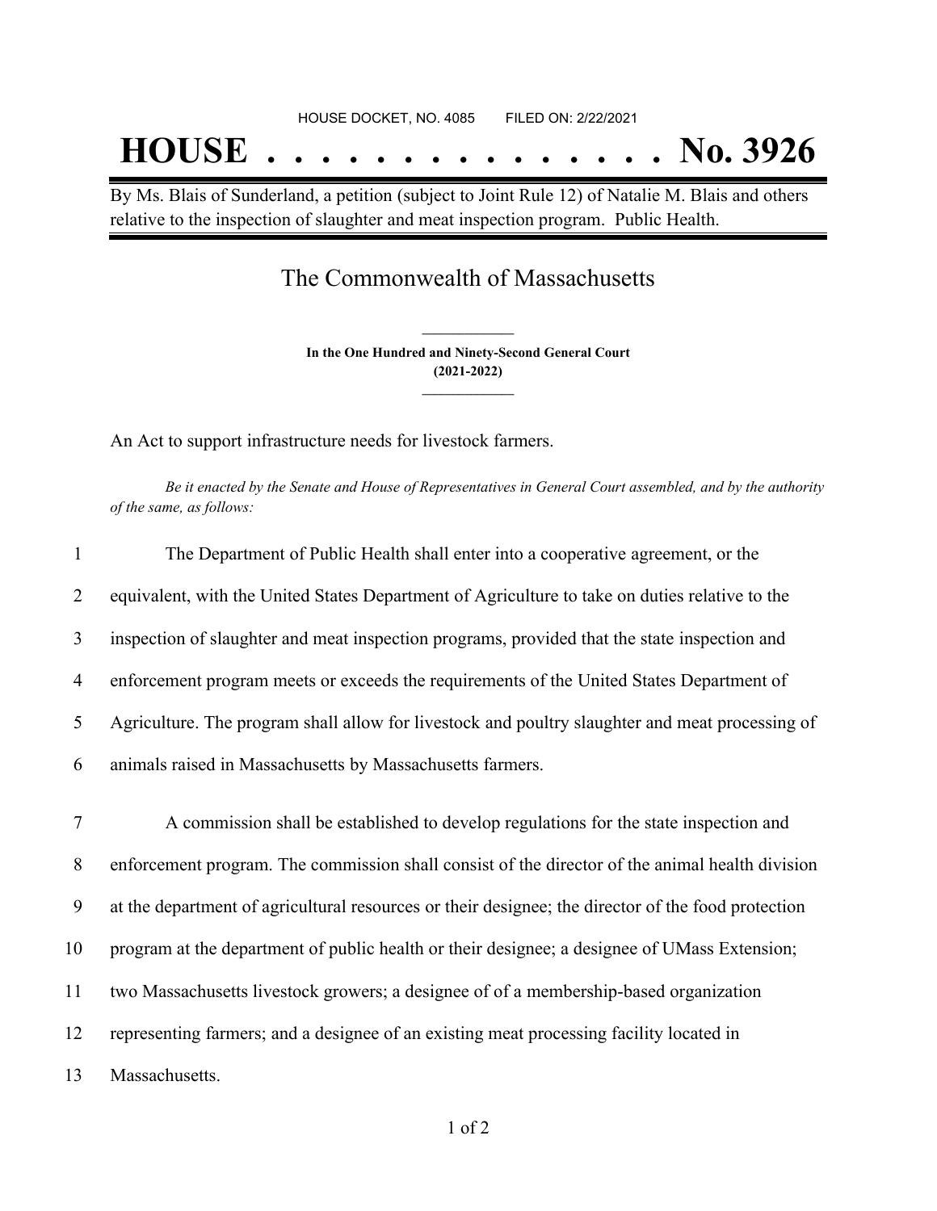HOUSE DOCKET, NO. 4085 FILED ON: 2/22/2021

# HOUSE . . . . . . . . . . . . . . . No. 3926

By Ms. Blais of Sunderland, a petition (subject to Joint Rule 12) of Natalie M. Blais and others relative to the inspection of slaughter and meat inspection program. Public Health.

## The Commonwealth of Massachusetts

**In the One Hundred and Ninety-Second General Court**
**(2021-2022)**

An Act to support infrastructure needs for livestock farmers.

*Be it enacted by the Senate and House of Representatives in General Court assembled, and by the authority of the same, as follows:*

1 The Department of Public Health shall enter into a cooperative agreement, or the
2 equivalent, with the United States Department of Agriculture to take on duties relative to the
3 inspection of slaughter and meat inspection programs, provided that the state inspection and
4 enforcement program meets or exceeds the requirements of the United States Department of
5 Agriculture. The program shall allow for livestock and poultry slaughter and meat processing of
6 animals raised in Massachusetts by Massachusetts farmers.

7 A commission shall be established to develop regulations for the state inspection and
8 enforcement program. The commission shall consist of the director of the animal health division
9 at the department of agricultural resources or their designee; the director of the food protection
10 program at the department of public health or their designee; a designee of UMass Extension;
11 two Massachusetts livestock growers; a designee of of a membership-based organization
12 representing farmers; and a designee of an existing meat processing facility located in
13 Massachusetts.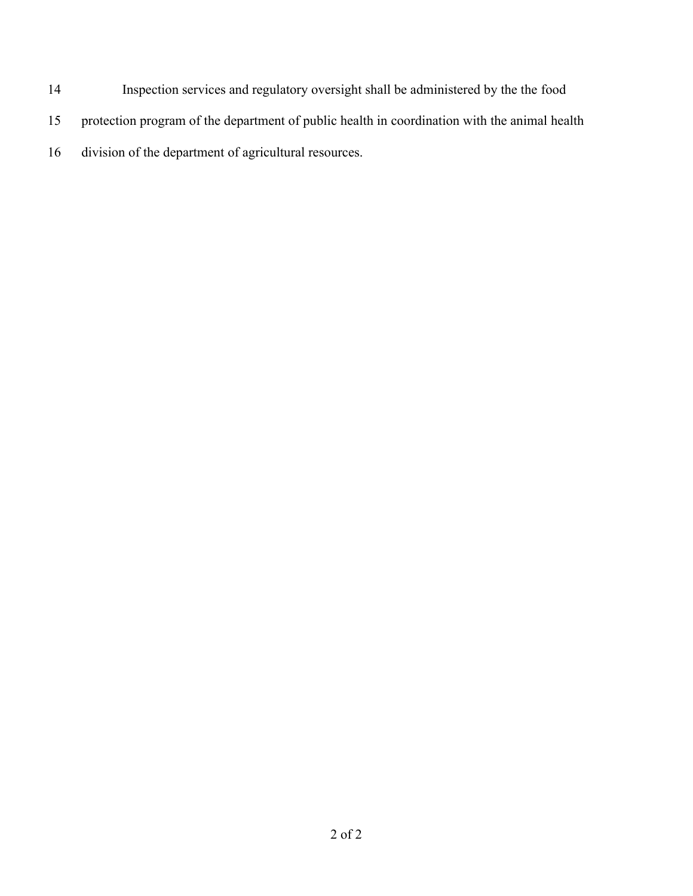Inspection services and regulatory oversight shall be administered by the the food protection program of the department of public health in coordination with the animal health division of the department of agricultural resources.